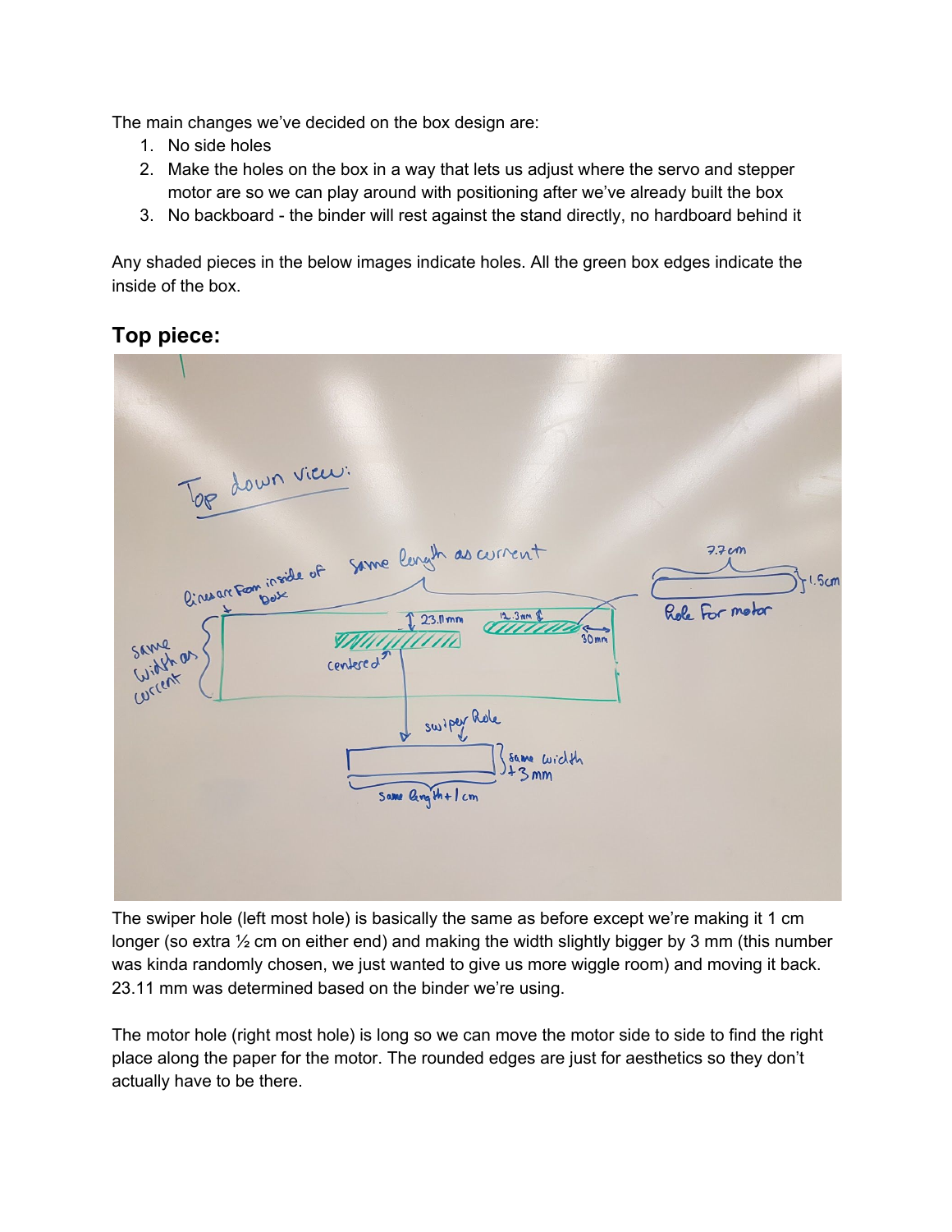The main changes we've decided on the box design are:

1. No side holes
2. Make the holes on the box in a way that lets us adjust where the servo and stepper motor are so we can play around with positioning after we've already built the box
3. No backboard - the binder will rest against the stand directly, no hardboard behind it

Any shaded pieces in the below images indicate holes. All the green box edges indicate the inside of the box.

## Top piece:

The swiper hole (left most hole) is basically the same as before except we're making it 1 cm longer (so extra ½ cm on either end) and making the width slightly bigger by 3 mm (this number was kinda randomly chosen, we just wanted to give us more wiggle room) and moving it back. 23.11 mm was determined based on the binder we're using.

The motor hole (right most hole) is long so we can move the motor side to side to find the right place along the paper for the motor. The rounded edges are just for aesthetics so they don't actually have to be there.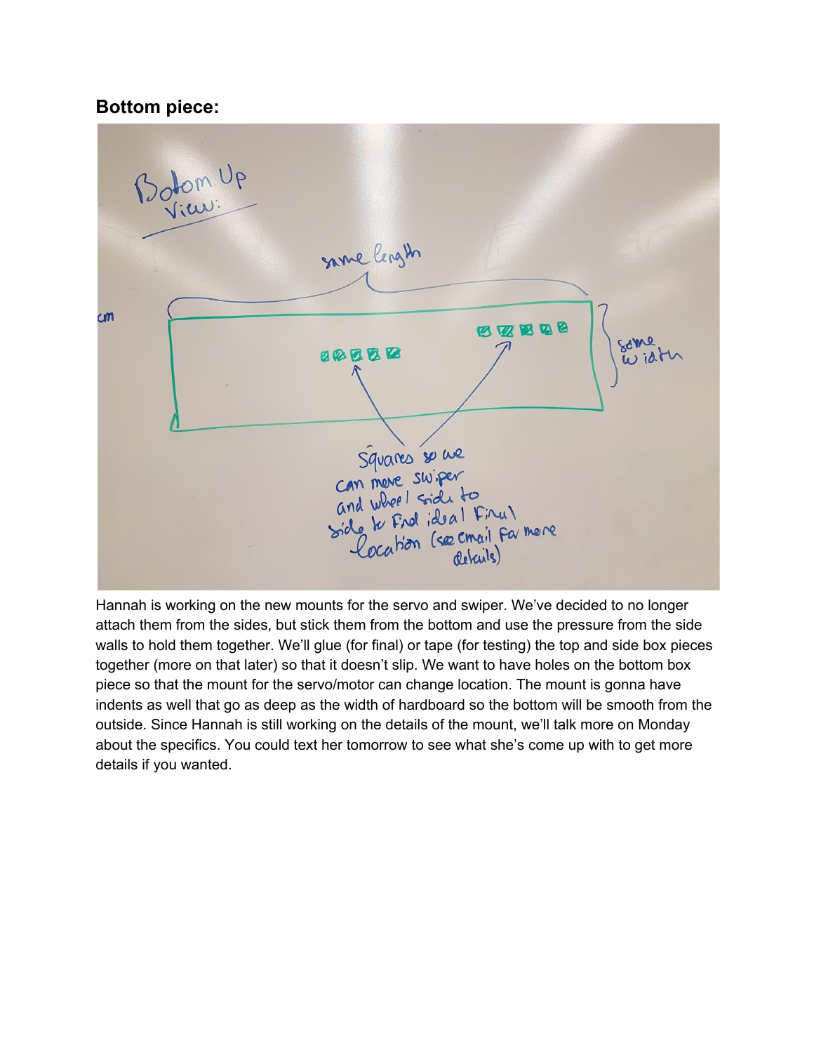## Bottom piece:

Hannah is working on the new mounts for the servo and swiper. We've decided to no longer attach them from the sides, but stick them from the bottom and use the pressure from the side walls to hold them together. We'll glue (for final) or tape (for testing) the top and side box pieces together (more on that later) so that it doesn't slip. We want to have holes on the bottom box piece so that the mount for the servo/motor can change location. The mount is gonna have indents as well that go as deep as the width of hardboard so the bottom will be smooth from the outside. Since Hannah is still working on the details of the mount, we'll talk more on Monday about the specifics. You could text her tomorrow to see what she's come up with to get more details if you wanted.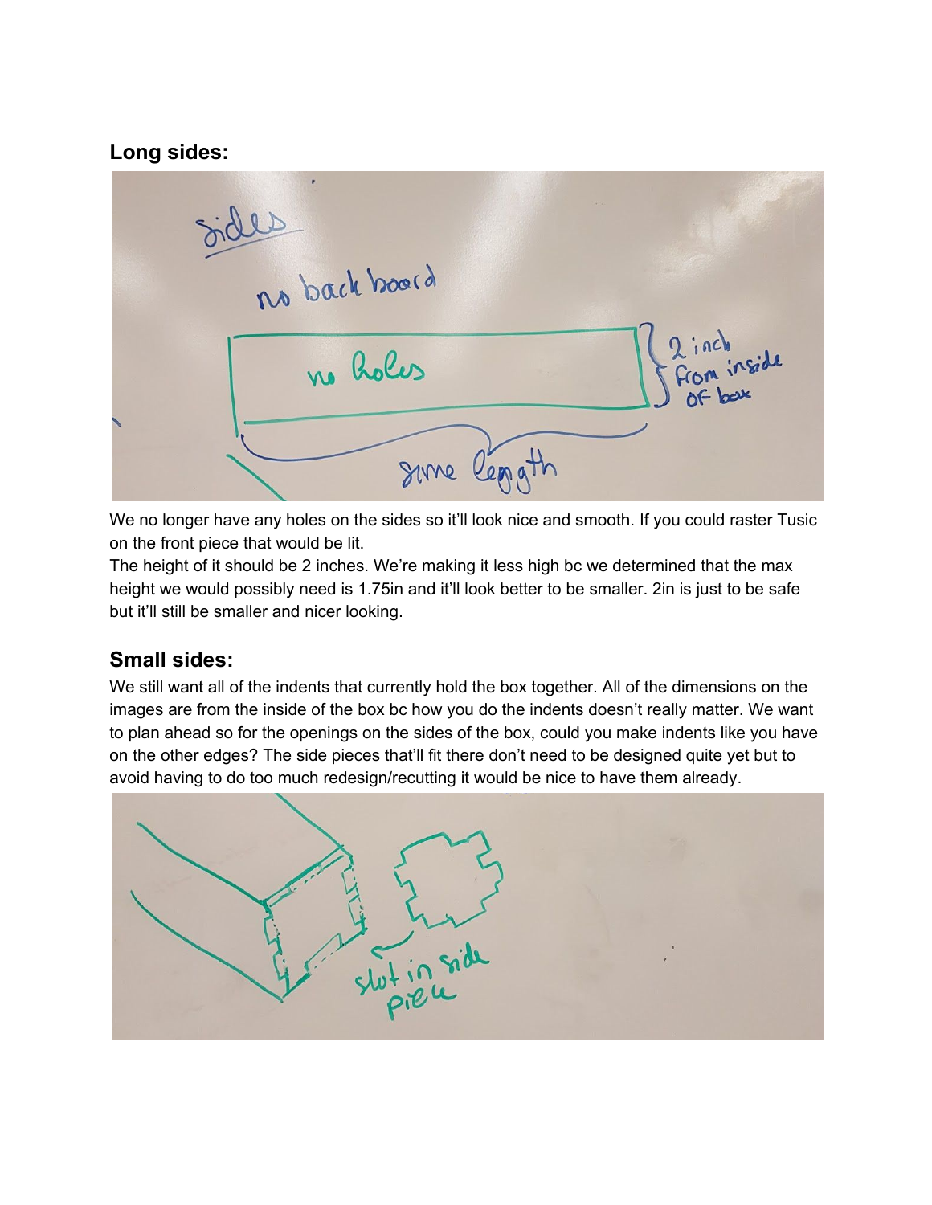## Long sides:

We no longer have any holes on the sides so it'll look nice and smooth. If you could raster Tusic on the front piece that would be lit.

The height of it should be 2 inches. We're making it less high bc we determined that the max height we would possibly need is 1.75in and it'll look better to be smaller. 2in is just to be safe but it'll still be smaller and nicer looking.

## Small sides:

We still want all of the indents that currently hold the box together. All of the dimensions on the images are from the inside of the box bc how you do the indents doesn't really matter. We want to plan ahead so for the openings on the sides of the box, could you make indents like you have on the other edges? The side pieces that'll fit there don't need to be designed quite yet but to avoid having to do too much redesign/recutting it would be nice to have them already.